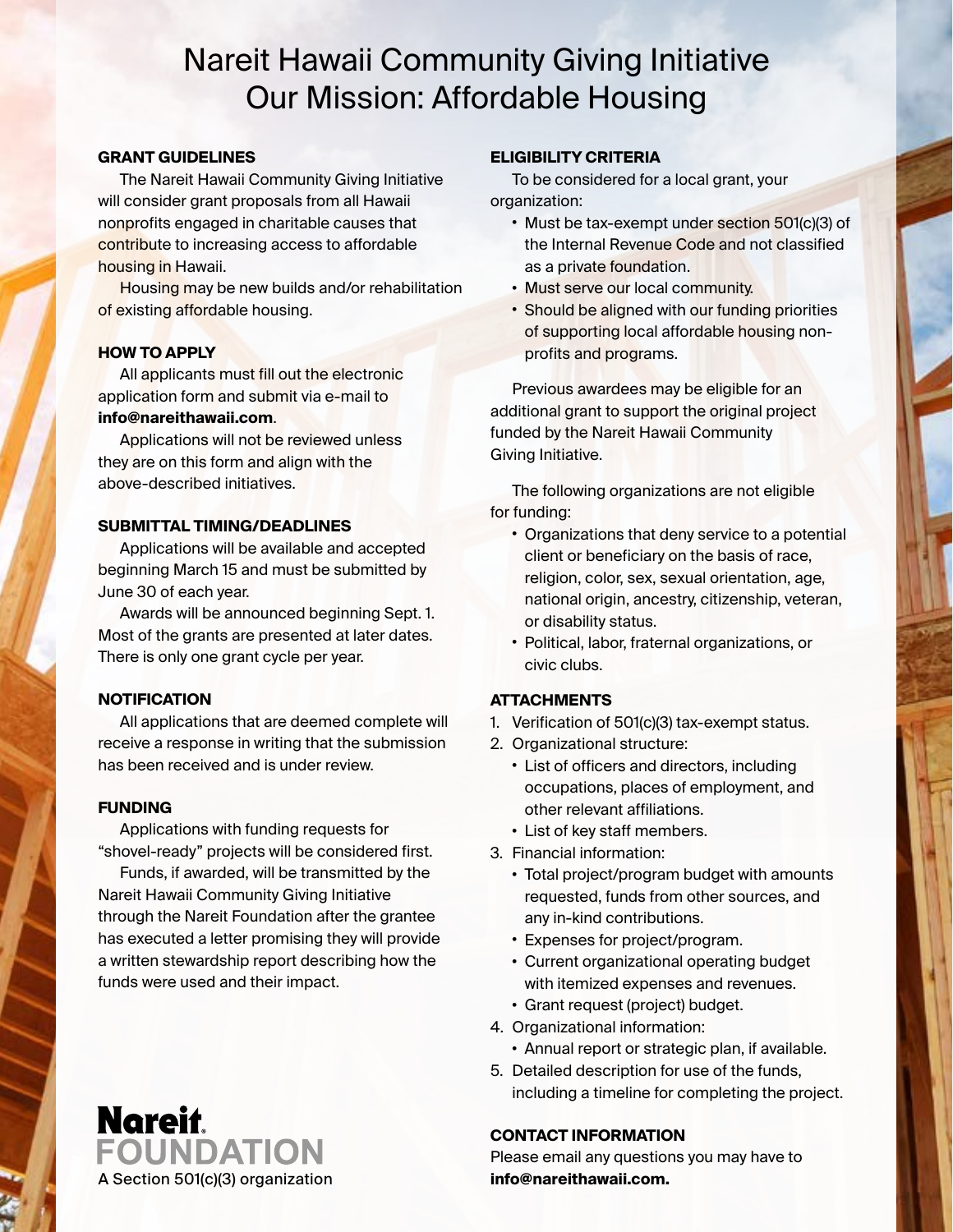# Nareit Hawaii Community Giving Initiative
# Our Mission: Affordable Housing

## GRANT GUIDELINES

The Nareit Hawaii Community Giving Initiative will consider grant proposals from all Hawaii nonprofits engaged in charitable causes that contribute to increasing access to affordable housing in Hawaii.

Housing may be new builds and/or rehabilitation of existing affordable housing.

## HOW TO APPLY

All applicants must fill out the electronic application form and submit via e-mail to **info@nareithawaii.com**.

Applications will not be reviewed unless they are on this form and align with the above-described initiatives.

## SUBMITTAL TIMING/DEADLINES

Applications will be available and accepted beginning March 15 and must be submitted by June 30 of each year.

Awards will be announced beginning Sept. 1. Most of the grants are presented at later dates. There is only one grant cycle per year.

## NOTIFICATION

All applications that are deemed complete will receive a response in writing that the submission has been received and is under review.

## FUNDING

Applications with funding requests for "shovel-ready" projects will be considered first.

Funds, if awarded, will be transmitted by the Nareit Hawaii Community Giving Initiative through the Nareit Foundation after the grantee has executed a letter promising they will provide a written stewardship report describing how the funds were used and their impact.

## ELIGIBILITY CRITERIA

To be considered for a local grant, your organization:

- Must be tax-exempt under section 501(c)(3) of the Internal Revenue Code and not classified as a private foundation.
- Must serve our local community.
- Should be aligned with our funding priorities of supporting local affordable housing non-profits and programs.

Previous awardees may be eligible for an additional grant to support the original project funded by the Nareit Hawaii Community Giving Initiative.

The following organizations are not eligible for funding:

- Organizations that deny service to a potential client or beneficiary on the basis of race, religion, color, sex, sexual orientation, age, national origin, ancestry, citizenship, veteran, or disability status.
- Political, labor, fraternal organizations, or civic clubs.

## ATTACHMENTS

1. Verification of 501(c)(3) tax-exempt status.
2. Organizational structure:
   - List of officers and directors, including occupations, places of employment, and other relevant affiliations.
   - List of key staff members.
3. Financial information:
   - Total project/program budget with amounts requested, funds from other sources, and any in-kind contributions.
   - Expenses for project/program.
   - Current organizational operating budget with itemized expenses and revenues.
   - Grant request (project) budget.
4. Organizational information:
   - Annual report or strategic plan, if available.
5. Detailed description for use of the funds, including a timeline for completing the project.

## CONTACT INFORMATION

Please email any questions you may have to **info@nareithawaii.com.**

**Nareit FOUNDATION**
A Section 501(c)(3) organization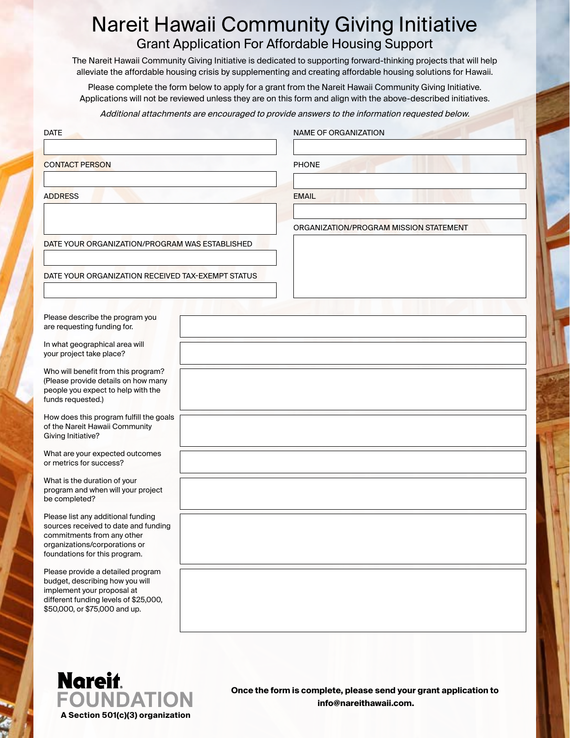# Nareit Hawaii Community Giving Initiative

## Grant Application For Affordable Housing Support

The Nareit Hawaii Community Giving Initiative is dedicated to supporting forward-thinking projects that will help alleviate the affordable housing crisis by supplementing and creating affordable housing solutions for Hawaii.

Please complete the form below to apply for a grant from the Nareit Hawaii Community Giving Initiative. Applications will not be reviewed unless they are on this form and align with the above-described initiatives.

*Additional attachments are encouraged to provide answers to the information requested below.*

DATE

NAME OF ORGANIZATION

CONTACT PERSON

PHONE

ADDRESS

EMAIL

ORGANIZATION/PROGRAM MISSION STATEMENT

DATE YOUR ORGANIZATION/PROGRAM WAS ESTABLISHED

DATE YOUR ORGANIZATION RECEIVED TAX-EXEMPT STATUS

Please describe the program you are requesting funding for.

In what geographical area will your project take place?

Who will benefit from this program? (Please provide details on how many people you expect to help with the funds requested.)

How does this program fulfill the goals of the Nareit Hawaii Community Giving Initiative?

What are your expected outcomes or metrics for success?

What is the duration of your program and when will your project be completed?

Please list any additional funding sources received to date and funding commitments from any other organizations/corporations or foundations for this program.

Please provide a detailed program budget, describing how you will implement your proposal at different funding levels of $25,000, $50,000, or $75,000 and up.

**Nareit FOUNDATION**
**A Section 501(c)(3) organization**

**Once the form is complete, please send your grant application to info@nareithawaii.com.**